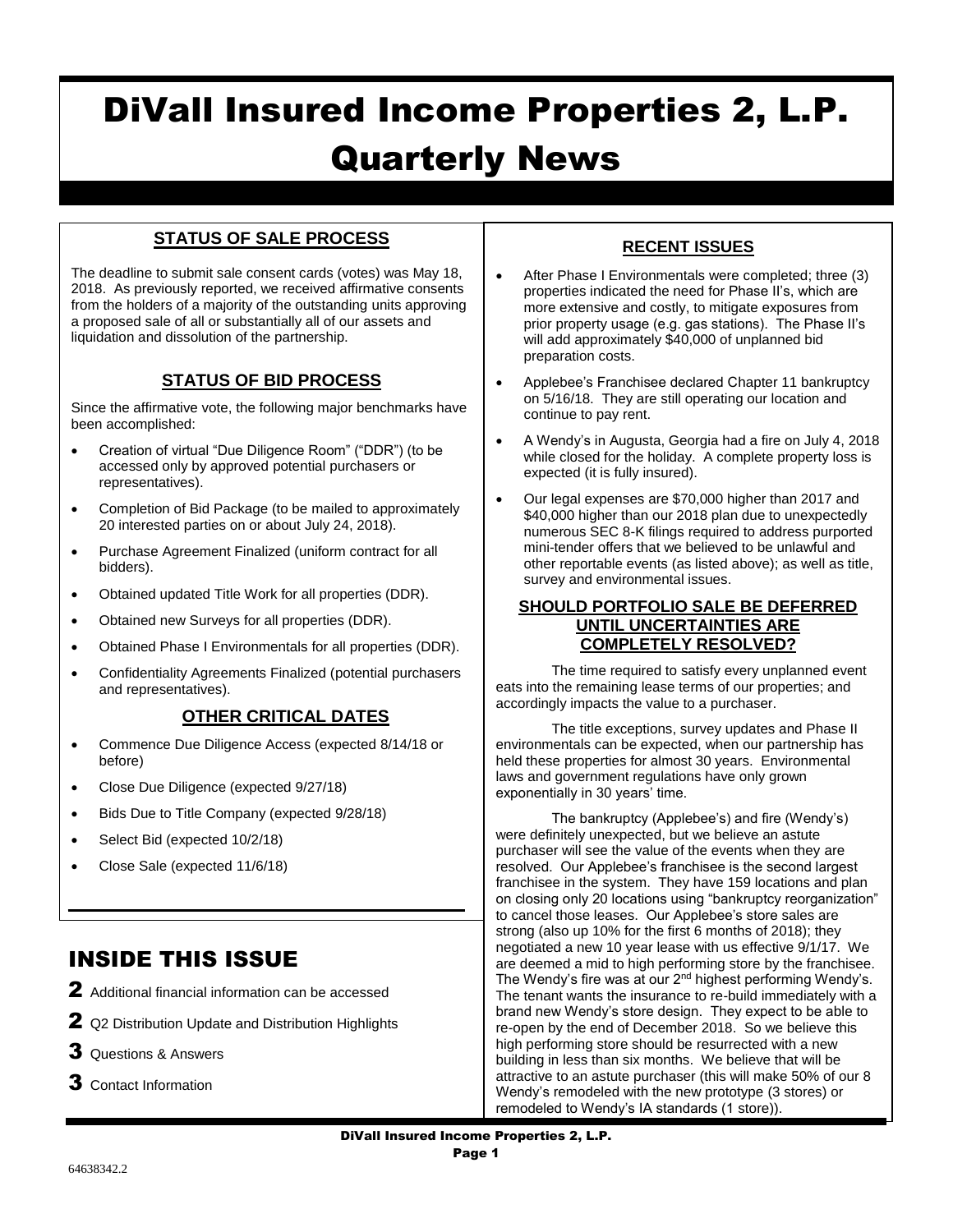# DiVall Insured Income Properties 2, L.P. Quarterly News

## STATUS OF SALE PROCESS

The deadline to submit sale consent cards (votes) was May 18, 2018. As previously reported, we received affirmative consents from the holders of a majority of the outstanding units approving a proposed sale of all or substantially all of our assets and liquidation and dissolution of the partnership.

## STATUS OF BID PROCESS

Since the affirmative vote, the following major benchmarks have been accomplished:

- Creation of virtual "Due Diligence Room" ("DDR") (to be accessed only by approved potential purchasers or representatives).
- Completion of Bid Package (to be mailed to approximately 20 interested parties on or about July 24, 2018).
- Purchase Agreement Finalized (uniform contract for all bidders).
- Obtained updated Title Work for all properties (DDR).
- Obtained new Surveys for all properties (DDR).
- Obtained Phase I Environmentals for all properties (DDR).
- Confidentiality Agreements Finalized (potential purchasers and representatives).

## OTHER CRITICAL DATES

- Commence Due Diligence Access (expected 8/14/18 or before)
- Close Due Diligence (expected 9/27/18)
- Bids Due to Title Company (expected 9/28/18)
- Select Bid (expected 10/2/18)
- Close Sale (expected 11/6/18)

## INSIDE THIS ISSUE

**2** Additional financial information can be accessed

**2** Q2 Distribution Update and Distribution Highlights

**3** Questions & Answers

**3** Contact Information

## RECENT ISSUES

- After Phase I Environmentals were completed; three (3) properties indicated the need for Phase II's, which are more extensive and costly, to mitigate exposures from prior property usage (e.g. gas stations). The Phase II's will add approximately $40,000 of unplanned bid preparation costs.
- Applebee's Franchisee declared Chapter 11 bankruptcy on 5/16/18. They are still operating our location and continue to pay rent.
- A Wendy's in Augusta, Georgia had a fire on July 4, 2018 while closed for the holiday. A complete property loss is expected (it is fully insured).
- Our legal expenses are $70,000 higher than 2017 and $40,000 higher than our 2018 plan due to unexpectedly numerous SEC 8-K filings required to address purported mini-tender offers that we believed to be unlawful and other reportable events (as listed above); as well as title, survey and environmental issues.

## SHOULD PORTFOLIO SALE BE DEFERRED UNTIL UNCERTAINTIES ARE COMPLETELY RESOLVED?

The time required to satisfy every unplanned event eats into the remaining lease terms of our properties; and accordingly impacts the value to a purchaser.

The title exceptions, survey updates and Phase II environmentals can be expected, when our partnership has held these properties for almost 30 years. Environmental laws and government regulations have only grown exponentially in 30 years' time.

The bankruptcy (Applebee's) and fire (Wendy's) were definitely unexpected, but we believe an astute purchaser will see the value of the events when they are resolved. Our Applebee's franchisee is the second largest franchisee in the system. They have 159 locations and plan on closing only 20 locations using "bankruptcy reorganization" to cancel those leases. Our Applebee's store sales are strong (also up 10% for the first 6 months of 2018); they negotiated a new 10 year lease with us effective 9/1/17. We are deemed a mid to high performing store by the franchisee. The Wendy's fire was at our 2nd highest performing Wendy's. The tenant wants the insurance to re-build immediately with a brand new Wendy's store design. They expect to be able to re-open by the end of December 2018. So we believe this high performing store should be resurrected with a new building in less than six months. We believe that will be attractive to an astute purchaser (this will make 50% of our 8 Wendy's remodeled with the new prototype (3 stores) or remodeled to Wendy's IA standards (1 store)).

64638342.2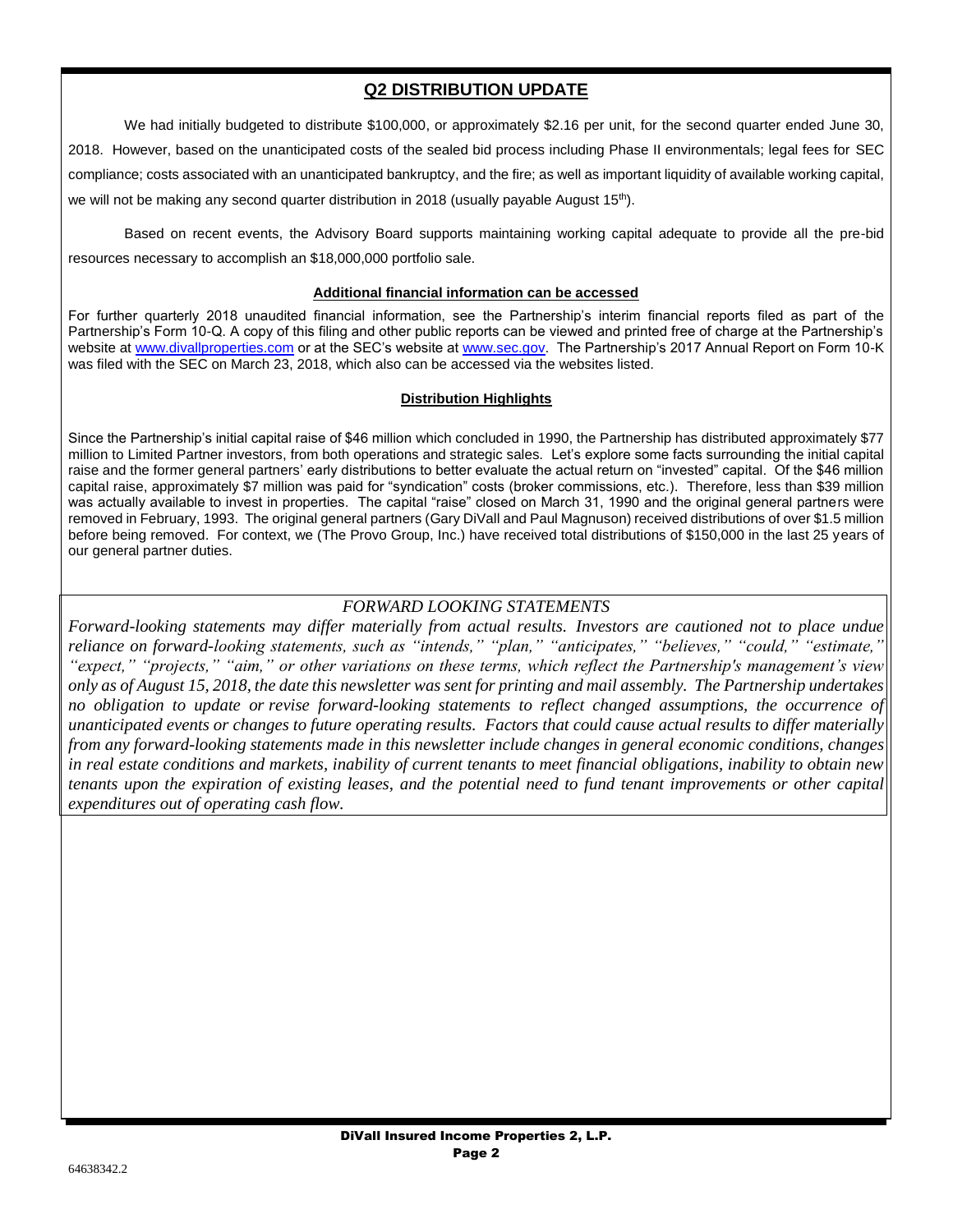## Q2 DISTRIBUTION UPDATE

We had initially budgeted to distribute $100,000, or approximately $2.16 per unit, for the second quarter ended June 30, 2018. However, based on the unanticipated costs of the sealed bid process including Phase II environmentals; legal fees for SEC compliance; costs associated with an unanticipated bankruptcy, and the fire; as well as important liquidity of available working capital, we will not be making any second quarter distribution in 2018 (usually payable August 15th).

Based on recent events, the Advisory Board supports maintaining working capital adequate to provide all the pre-bid resources necessary to accomplish an $18,000,000 portfolio sale.

**Additional financial information can be accessed**

For further quarterly 2018 unaudited financial information, see the Partnership's interim financial reports filed as part of the Partnership's Form 10-Q. A copy of this filing and other public reports can be viewed and printed free of charge at the Partnership's website at www.divallproperties.com or at the SEC's website at www.sec.gov. The Partnership's 2017 Annual Report on Form 10-K was filed with the SEC on March 23, 2018, which also can be accessed via the websites listed.

**Distribution Highlights**

Since the Partnership's initial capital raise of $46 million which concluded in 1990, the Partnership has distributed approximately $77 million to Limited Partner investors, from both operations and strategic sales. Let's explore some facts surrounding the initial capital raise and the former general partners' early distributions to better evaluate the actual return on "invested" capital. Of the $46 million capital raise, approximately $7 million was paid for "syndication" costs (broker commissions, etc.). Therefore, less than $39 million was actually available to invest in properties. The capital "raise" closed on March 31, 1990 and the original general partners were removed in February, 1993. The original general partners (Gary DiVall and Paul Magnuson) received distributions of over $1.5 million before being removed. For context, we (The Provo Group, Inc.) have received total distributions of $150,000 in the last 25 years of our general partner duties.

*FORWARD LOOKING STATEMENTS*

*Forward-looking statements may differ materially from actual results. Investors are cautioned not to place undue reliance on forward-looking statements, such as "intends," "plan," "anticipates," "believes," "could," "estimate," "expect," "projects," "aim," or other variations on these terms, which reflect the Partnership's management's view only as of August 15, 2018, the date this newsletter was sent for printing and mail assembly. The Partnership undertakes no obligation to update or revise forward-looking statements to reflect changed assumptions, the occurrence of unanticipated events or changes to future operating results. Factors that could cause actual results to differ materially from any forward-looking statements made in this newsletter include changes in general economic conditions, changes in real estate conditions and markets, inability of current tenants to meet financial obligations, inability to obtain new tenants upon the expiration of existing leases, and the potential need to fund tenant improvements or other capital expenditures out of operating cash flow.*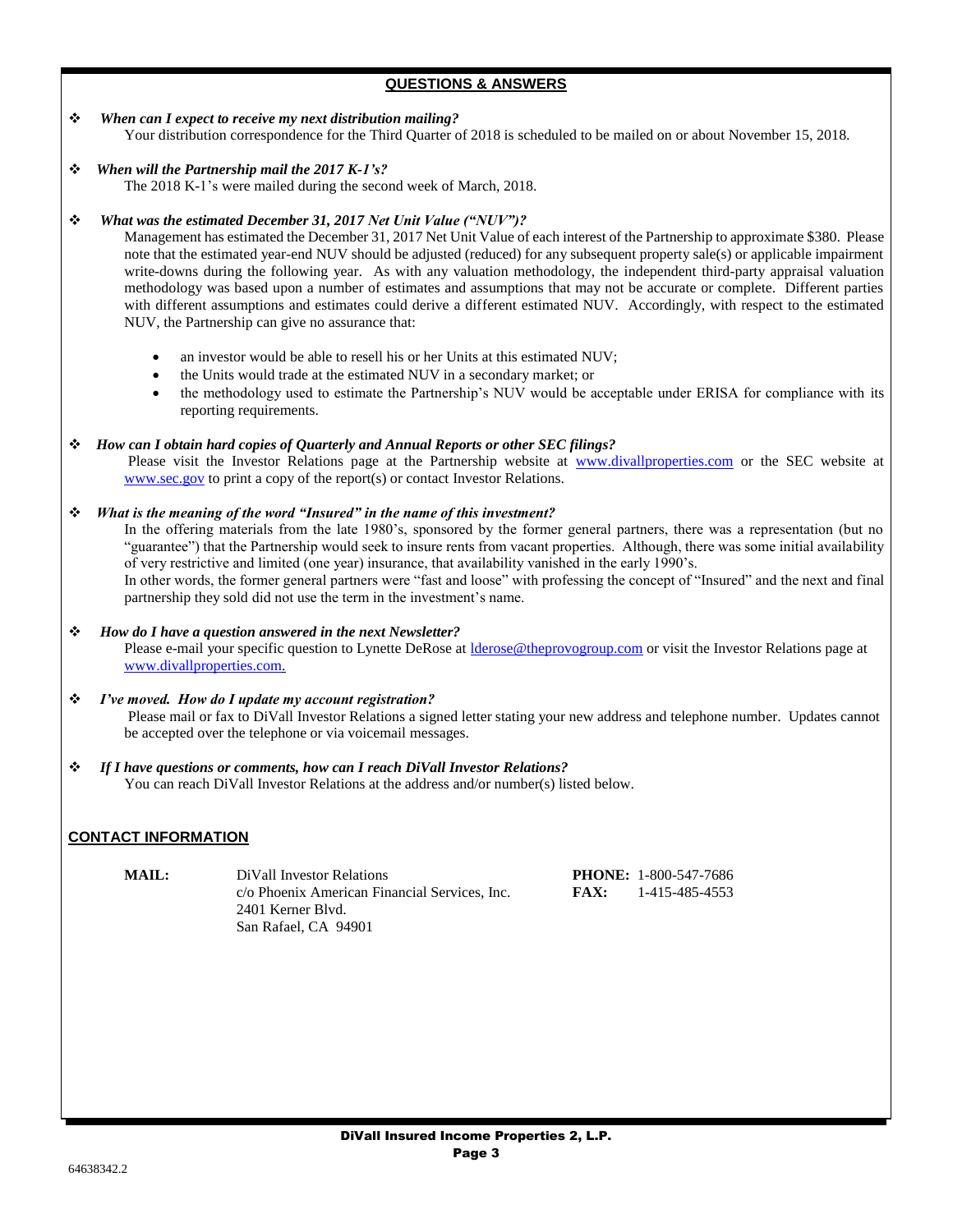## QUESTIONS & ANSWERS

❖ ***When can I expect to receive my next distribution mailing?***

Your distribution correspondence for the Third Quarter of 2018 is scheduled to be mailed on or about November 15, 2018.

❖ ***When will the Partnership mail the 2017 K-1's?***

The 2018 K-1's were mailed during the second week of March, 2018.

❖ ***What was the estimated December 31, 2017 Net Unit Value ("NUV")?***

Management has estimated the December 31, 2017 Net Unit Value of each interest of the Partnership to approximate $380. Please note that the estimated year-end NUV should be adjusted (reduced) for any subsequent property sale(s) or applicable impairment write-downs during the following year. As with any valuation methodology, the independent third-party appraisal valuation methodology was based upon a number of estimates and assumptions that may not be accurate or complete. Different parties with different assumptions and estimates could derive a different estimated NUV. Accordingly, with respect to the estimated NUV, the Partnership can give no assurance that:

- an investor would be able to resell his or her Units at this estimated NUV;
- the Units would trade at the estimated NUV in a secondary market; or
- the methodology used to estimate the Partnership's NUV would be acceptable under ERISA for compliance with its reporting requirements.

❖ ***How can I obtain hard copies of Quarterly and Annual Reports or other SEC filings?***

Please visit the Investor Relations page at the Partnership website at www.divallproperties.com or the SEC website at www.sec.gov to print a copy of the report(s) or contact Investor Relations.

❖ ***What is the meaning of the word "Insured" in the name of this investment?***

In the offering materials from the late 1980's, sponsored by the former general partners, there was a representation (but no "guarantee") that the Partnership would seek to insure rents from vacant properties. Although, there was some initial availability of very restrictive and limited (one year) insurance, that availability vanished in the early 1990's.
In other words, the former general partners were "fast and loose" with professing the concept of "Insured" and the next and final partnership they sold did not use the term in the investment's name.

❖ ***How do I have a question answered in the next Newsletter?***

Please e-mail your specific question to Lynette DeRose at lderose@theprovogroup.com or visit the Investor Relations page at www.divallproperties.com.

❖ ***I've moved. How do I update my account registration?***

Please mail or fax to DiVall Investor Relations a signed letter stating your new address and telephone number. Updates cannot be accepted over the telephone or via voicemail messages.

❖ ***If I have questions or comments, how can I reach DiVall Investor Relations?***

You can reach DiVall Investor Relations at the address and/or number(s) listed below.

## CONTACT INFORMATION

**MAIL:** DiVall Investor Relations
c/o Phoenix American Financial Services, Inc.
2401 Kerner Blvd.
San Rafael, CA 94901

**PHONE:** 1-800-547-7686
**FAX:** 1-415-485-4553

64638342.2